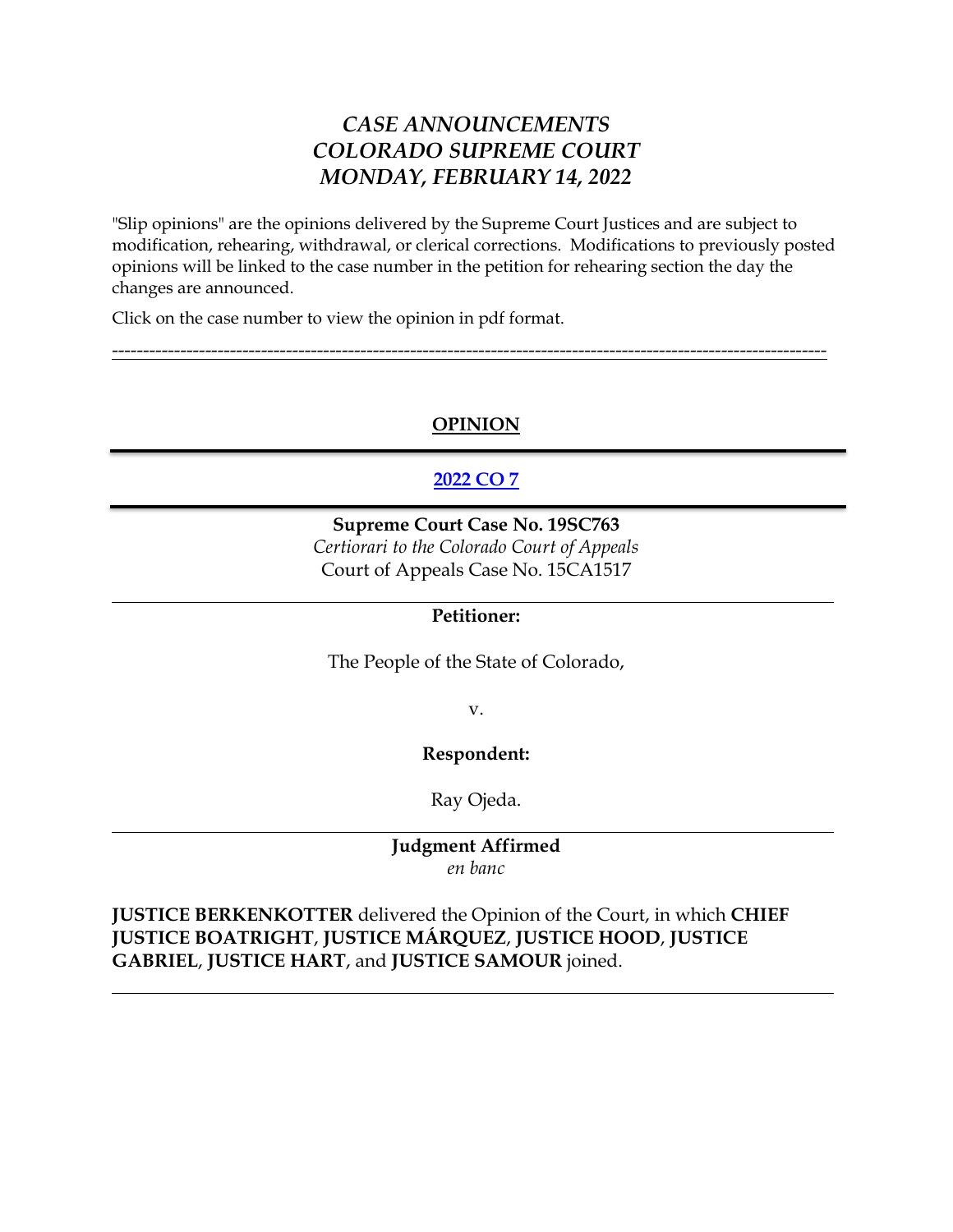# *CASE ANNOUNCEMENTS*
# *COLORADO SUPREME COURT*
# *MONDAY, FEBRUARY 14, 2022*

"Slip opinions" are the opinions delivered by the Supreme Court Justices and are subject to modification, rehearing, withdrawal, or clerical corrections. Modifications to previously posted opinions will be linked to the case number in the petition for rehearing section the day the changes are announced.

Click on the case number to view the opinion in pdf format.

---

## OPINION

---

### 2022 CO 7

---

**Supreme Court Case No. 19SC763**
*Certiorari to the Colorado Court of Appeals*
Court of Appeals Case No. 15CA1517

---

**Petitioner:**

The People of the State of Colorado,

v.

**Respondent:**

Ray Ojeda.

---

**Judgment Affirmed**
*en banc*

**JUSTICE BERKENKOTTER** delivered the Opinion of the Court, in which **CHIEF JUSTICE BOATRIGHT**, **JUSTICE MÁRQUEZ**, **JUSTICE HOOD**, **JUSTICE GABRIEL**, **JUSTICE HART**, and **JUSTICE SAMOUR** joined.

---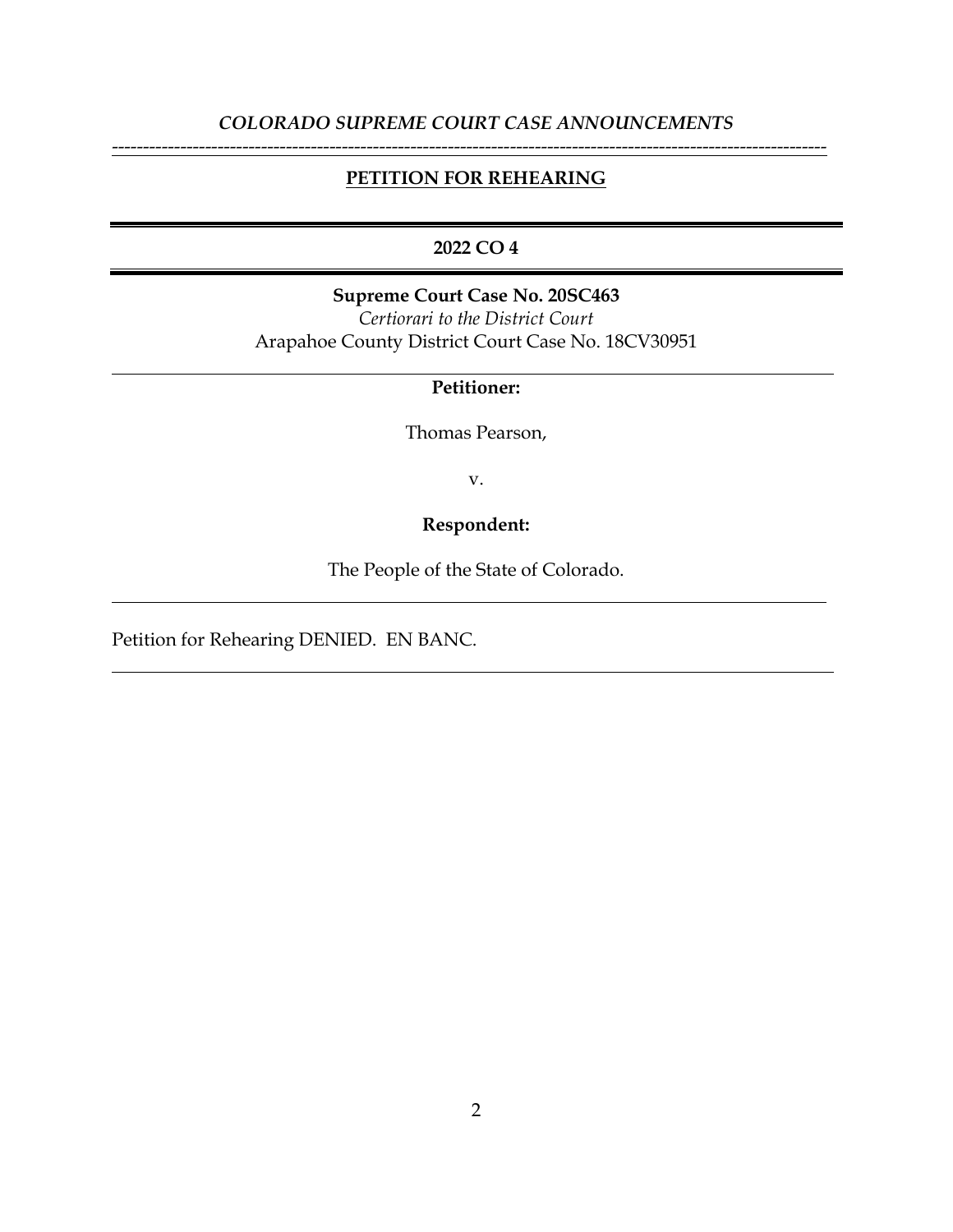*COLORADO SUPREME COURT CASE ANNOUNCEMENTS*

---

## PETITION FOR REHEARING

---

**2022 CO 4**

---

**Supreme Court Case No. 20SC463**

*Certiorari to the District Court*

Arapahoe County District Court Case No. 18CV30951

---

**Petitioner:**

Thomas Pearson,

v.

**Respondent:**

The People of the State of Colorado.

---

Petition for Rehearing DENIED. EN BANC.

---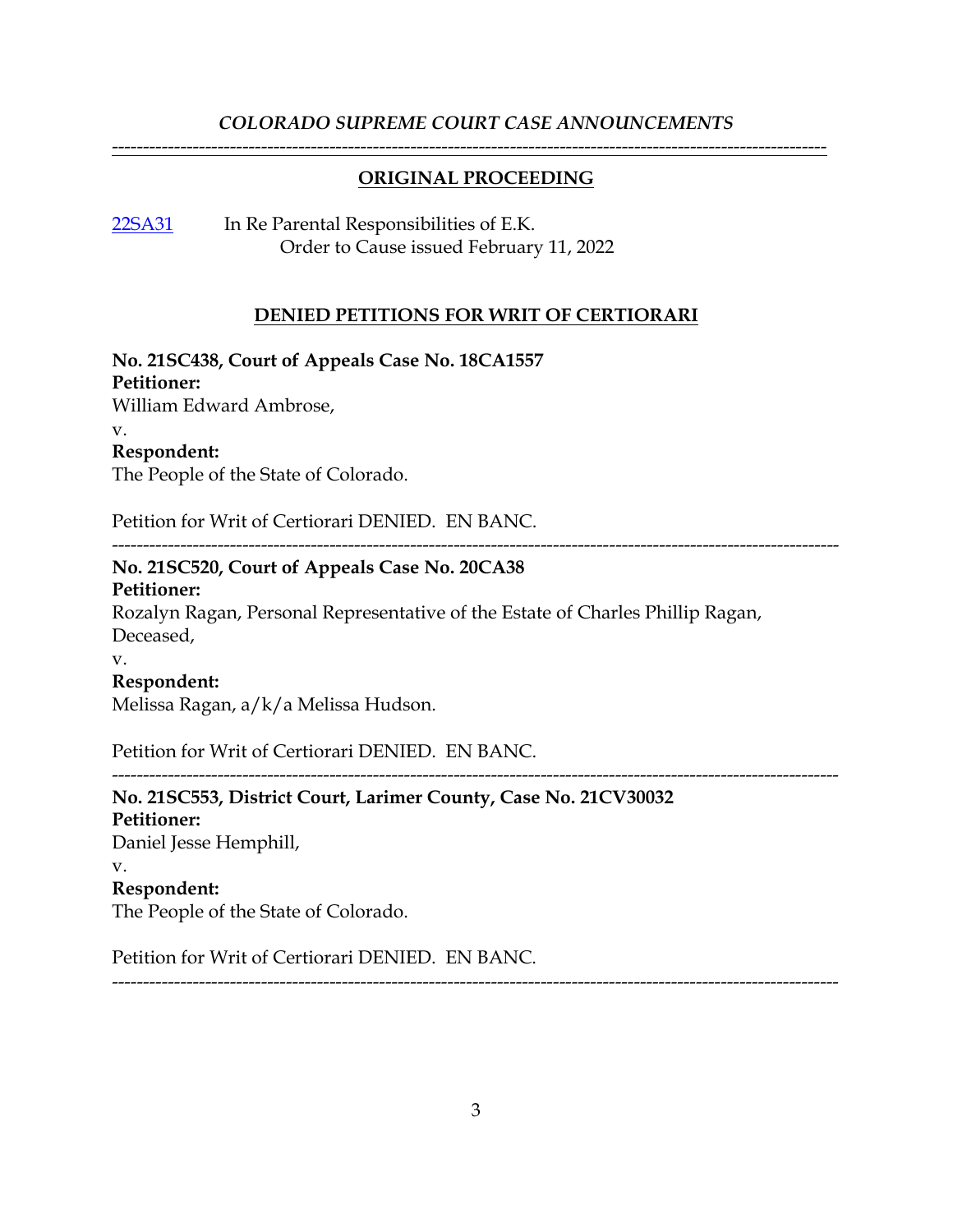*COLORADO SUPREME COURT CASE ANNOUNCEMENTS*

---

## ORIGINAL PROCEEDING

[22SA31] In Re Parental Responsibilities of E.K.
Order to Cause issued February 11, 2022

## DENIED PETITIONS FOR WRIT OF CERTIORARI

**No. 21SC438, Court of Appeals Case No. 18CA1557**
**Petitioner:**
William Edward Ambrose,
v.
**Respondent:**
The People of the State of Colorado.

Petition for Writ of Certiorari DENIED. EN BANC.

---

**No. 21SC520, Court of Appeals Case No. 20CA38**
**Petitioner:**
Rozalyn Ragan, Personal Representative of the Estate of Charles Phillip Ragan, Deceased,
v.
**Respondent:**
Melissa Ragan, a/k/a Melissa Hudson.

Petition for Writ of Certiorari DENIED. EN BANC.

---

**No. 21SC553, District Court, Larimer County, Case No. 21CV30032**
**Petitioner:**
Daniel Jesse Hemphill,
v.
**Respondent:**
The People of the State of Colorado.

Petition for Writ of Certiorari DENIED. EN BANC.

---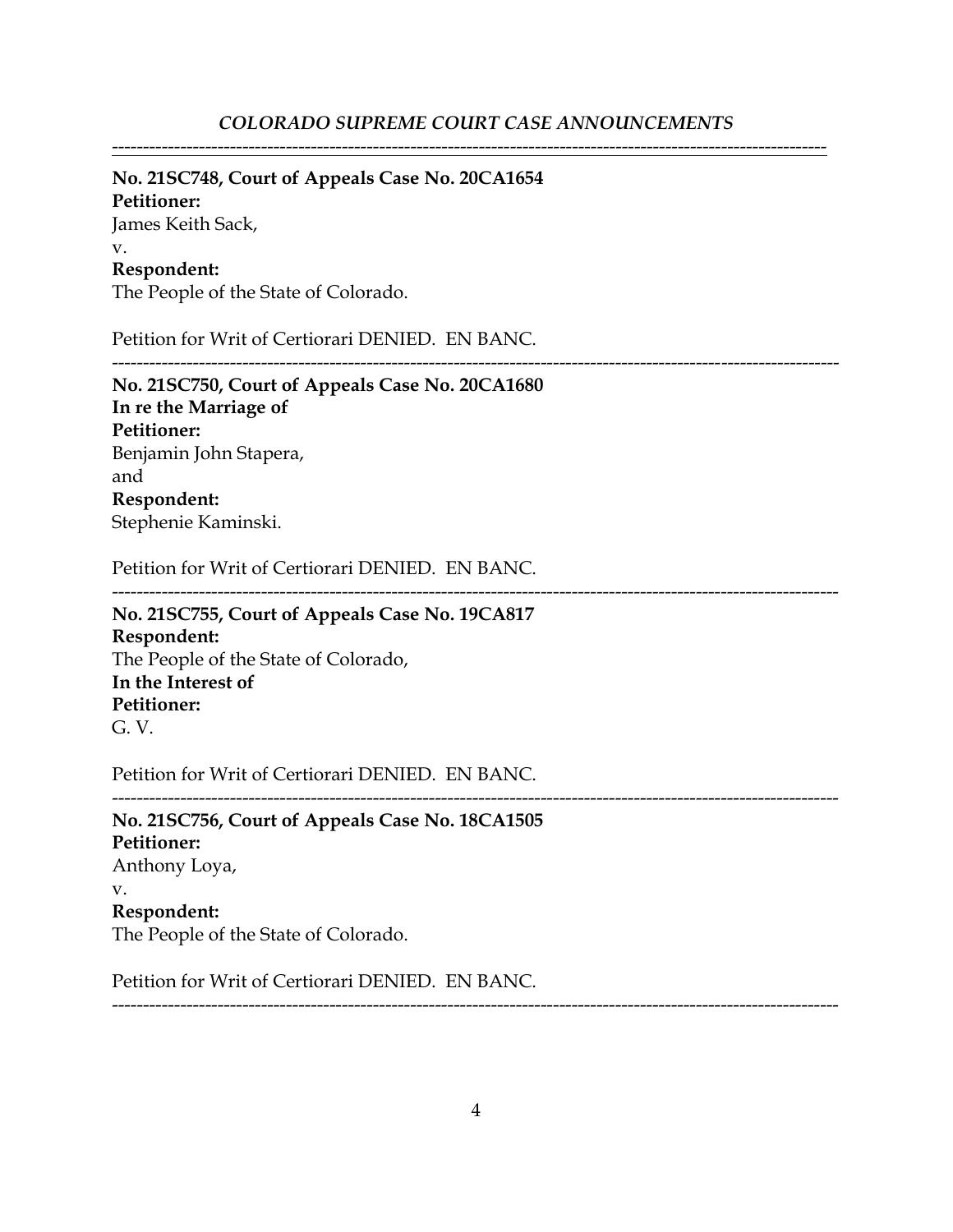**No. 21SC748, Court of Appeals Case No. 20CA1654**
**Petitioner:**
James Keith Sack,
v.
**Respondent:**
The People of the State of Colorado.

Petition for Writ of Certiorari DENIED. EN BANC.

---

**No. 21SC750, Court of Appeals Case No. 20CA1680**
**In re the Marriage of**
**Petitioner:**
Benjamin John Stapera,
and
**Respondent:**
Stephenie Kaminski.

Petition for Writ of Certiorari DENIED. EN BANC.

---

**No. 21SC755, Court of Appeals Case No. 19CA817**
**Respondent:**
The People of the State of Colorado,
**In the Interest of**
**Petitioner:**
G. V.

Petition for Writ of Certiorari DENIED. EN BANC.

---

**No. 21SC756, Court of Appeals Case No. 18CA1505**
**Petitioner:**
Anthony Loya,
v.
**Respondent:**
The People of the State of Colorado.

Petition for Writ of Certiorari DENIED. EN BANC.

---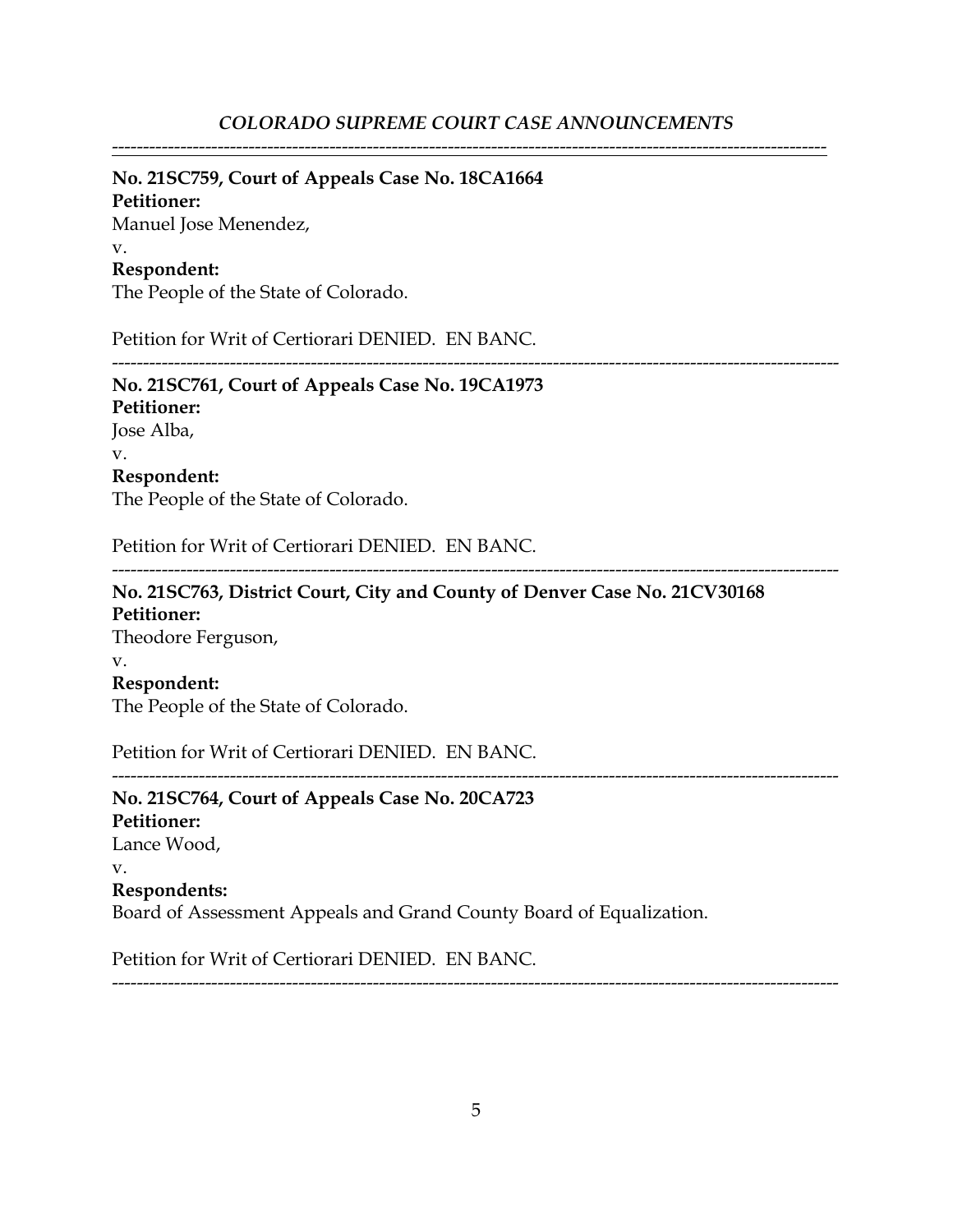---

**No. 21SC759, Court of Appeals Case No. 18CA1664**
**Petitioner:**
Manuel Jose Menendez,
v.
**Respondent:**
The People of the State of Colorado.

Petition for Writ of Certiorari DENIED. EN BANC.

---

**No. 21SC761, Court of Appeals Case No. 19CA1973**
**Petitioner:**
Jose Alba,
v.
**Respondent:**
The People of the State of Colorado.

Petition for Writ of Certiorari DENIED. EN BANC.

---

**No. 21SC763, District Court, City and County of Denver Case No. 21CV30168**
**Petitioner:**
Theodore Ferguson,
v.
**Respondent:**
The People of the State of Colorado.

Petition for Writ of Certiorari DENIED. EN BANC.

---

**No. 21SC764, Court of Appeals Case No. 20CA723**
**Petitioner:**
Lance Wood,
v.
**Respondents:**
Board of Assessment Appeals and Grand County Board of Equalization.

Petition for Writ of Certiorari DENIED. EN BANC.

---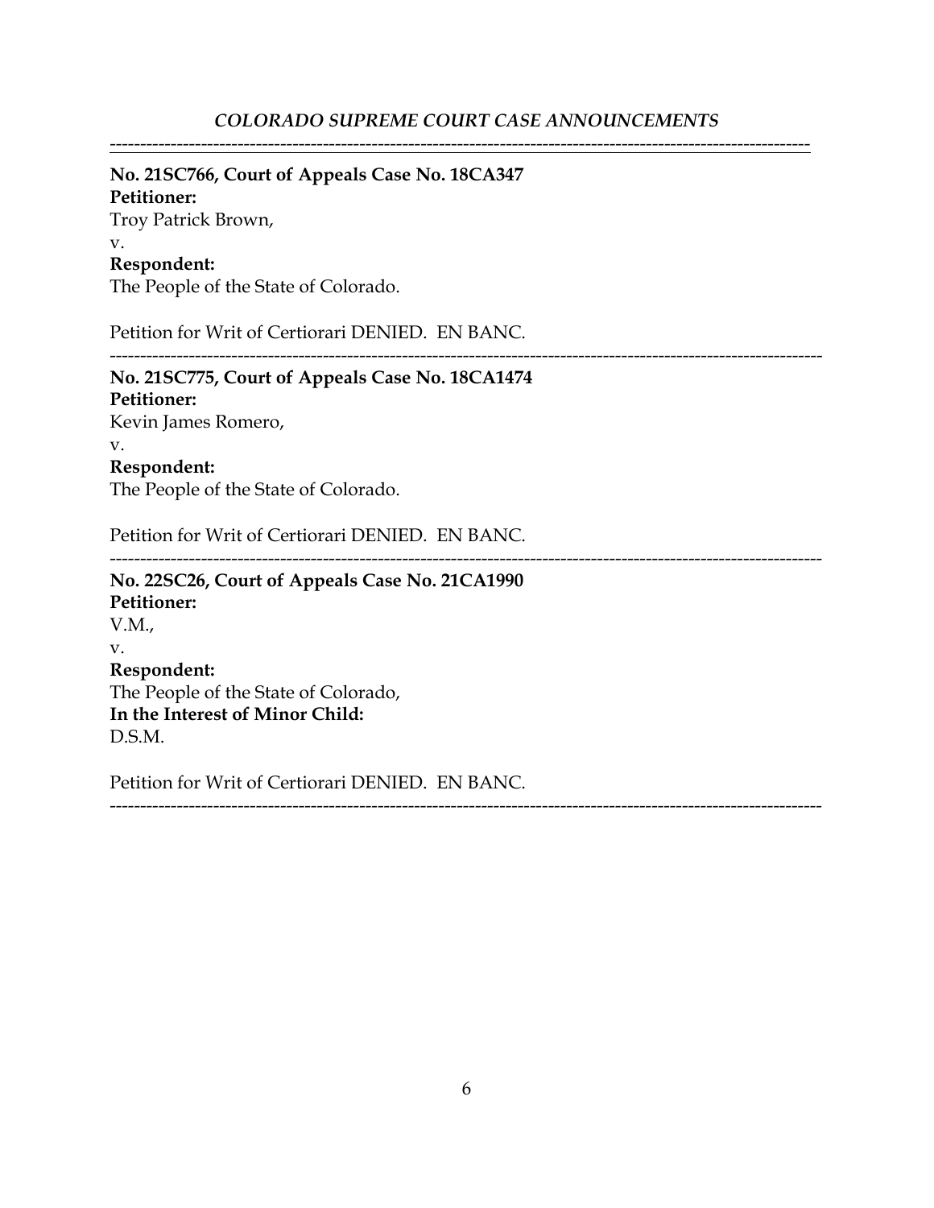**No. 21SC766, Court of Appeals Case No. 18CA347**
**Petitioner:**
Troy Patrick Brown,
v.
**Respondent:**
The People of the State of Colorado.

Petition for Writ of Certiorari DENIED. EN BANC.

---

**No. 21SC775, Court of Appeals Case No. 18CA1474**
**Petitioner:**
Kevin James Romero,
v.
**Respondent:**
The People of the State of Colorado.

Petition for Writ of Certiorari DENIED. EN BANC.

---

**No. 22SC26, Court of Appeals Case No. 21CA1990**
**Petitioner:**
V.M.,
v.
**Respondent:**
The People of the State of Colorado,
**In the Interest of Minor Child:**
D.S.M.

Petition for Writ of Certiorari DENIED. EN BANC.

---